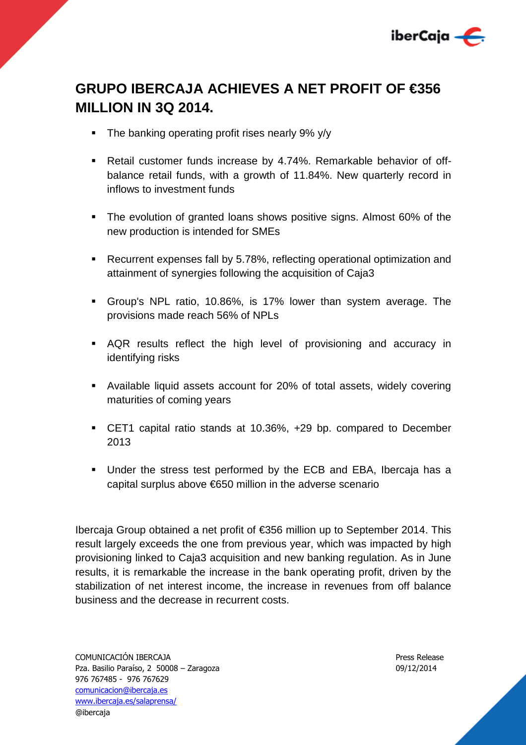# GRUPO IBERCAJA ACHIEVES A NET PROFIT OF €356 MILLION IN 3Q 2014.

- The banking operating profit rises nearly 9% y/y
- Retail customer funds increase by 4.74%. Remarkable behavior of off-balance retail funds, with a growth of 11.84%. New quarterly record in inflows to investment funds
- The evolution of granted loans shows positive signs. Almost 60% of the new production is intended for SMEs
- Recurrent expenses fall by 5.78%, reflecting operational optimization and attainment of synergies following the acquisition of Caja3
- Group's NPL ratio, 10.86%, is 17% lower than system average. The provisions made reach 56% of NPLs
- AQR results reflect the high level of provisioning and accuracy in identifying risks
- Available liquid assets account for 20% of total assets, widely covering maturities of coming years
- CET1 capital ratio stands at 10.36%, +29 bp. compared to December 2013
- Under the stress test performed by the ECB and EBA, Ibercaja has a capital surplus above €650 million in the adverse scenario

Ibercaja Group obtained a net profit of €356 million up to September 2014. This result largely exceeds the one from previous year, which was impacted by high provisioning linked to Caja3 acquisition and new banking regulation. As in June results, it is remarkable the increase in the bank operating profit, driven by the stabilization of net interest income, the increase in revenues from off balance business and the decrease in recurrent costs.

COMUNICACIÓN IBERCAJA
Pza. Basilio Paraíso, 2 50008 – Zaragoza
976 767485 - 976 767629
comunicacion@ibercaja.es
www.ibercaja.es/salaprensa/
@ibercaja

Press Release
09/12/2014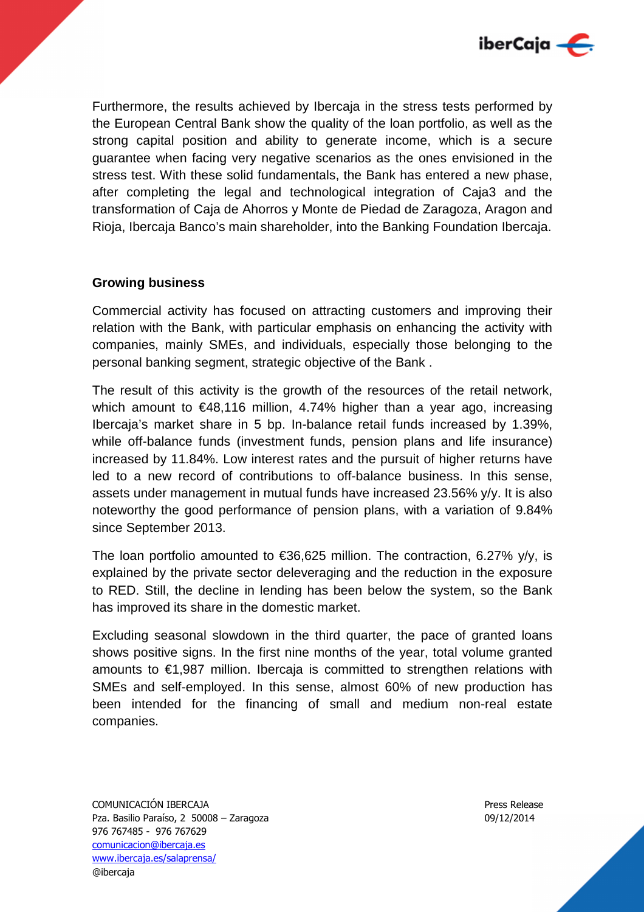Furthermore, the results achieved by Ibercaja in the stress tests performed by the European Central Bank show the quality of the loan portfolio, as well as the strong capital position and ability to generate income, which is a secure guarantee when facing very negative scenarios as the ones envisioned in the stress test. With these solid fundamentals, the Bank has entered a new phase, after completing the legal and technological integration of Caja3 and the transformation of Caja de Ahorros y Monte de Piedad de Zaragoza, Aragon and Rioja, Ibercaja Banco's main shareholder, into the Banking Foundation Ibercaja.

**Growing business**

Commercial activity has focused on attracting customers and improving their relation with the Bank, with particular emphasis on enhancing the activity with companies, mainly SMEs, and individuals, especially those belonging to the personal banking segment, strategic objective of the Bank .

The result of this activity is the growth of the resources of the retail network, which amount to €48,116 million, 4.74% higher than a year ago, increasing Ibercaja's market share in 5 bp. In-balance retail funds increased by 1.39%, while off-balance funds (investment funds, pension plans and life insurance) increased by 11.84%. Low interest rates and the pursuit of higher returns have led to a new record of contributions to off-balance business. In this sense, assets under management in mutual funds have increased 23.56% y/y. It is also noteworthy the good performance of pension plans, with a variation of 9.84% since September 2013.

The loan portfolio amounted to €36,625 million. The contraction, 6.27% y/y, is explained by the private sector deleveraging and the reduction in the exposure to RED. Still, the decline in lending has been below the system, so the Bank has improved its share in the domestic market.

Excluding seasonal slowdown in the third quarter, the pace of granted loans shows positive signs. In the first nine months of the year, total volume granted amounts to €1,987 million. Ibercaja is committed to strengthen relations with SMEs and self-employed. In this sense, almost 60% of new production has been intended for the financing of small and medium non-real estate companies.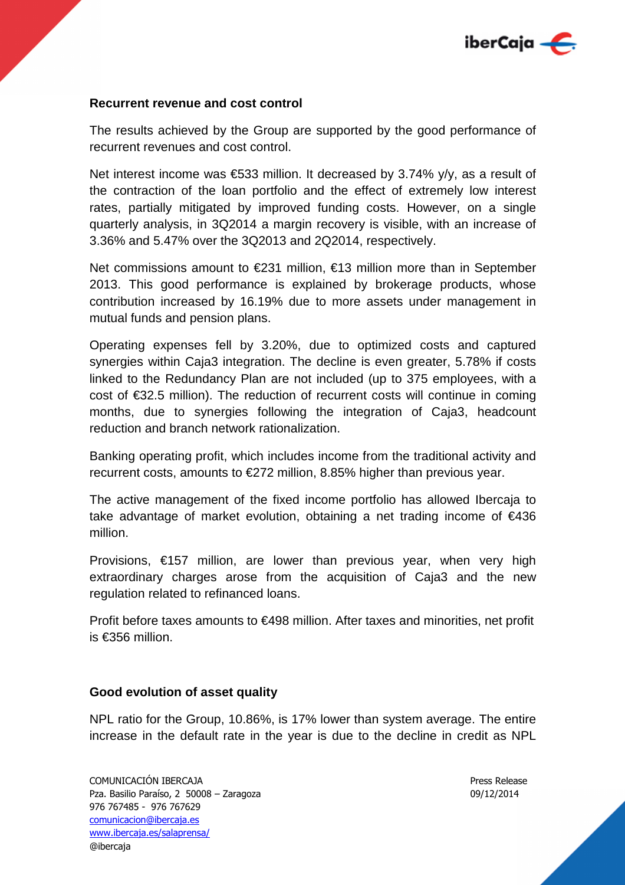## Recurrent revenue and cost control

The results achieved by the Group are supported by the good performance of recurrent revenues and cost control.

Net interest income was €533 million. It decreased by 3.74% y/y, as a result of the contraction of the loan portfolio and the effect of extremely low interest rates, partially mitigated by improved funding costs. However, on a single quarterly analysis, in 3Q2014 a margin recovery is visible, with an increase of 3.36% and 5.47% over the 3Q2013 and 2Q2014, respectively.

Net commissions amount to €231 million, €13 million more than in September 2013. This good performance is explained by brokerage products, whose contribution increased by 16.19% due to more assets under management in mutual funds and pension plans.

Operating expenses fell by 3.20%, due to optimized costs and captured synergies within Caja3 integration. The decline is even greater, 5.78% if costs linked to the Redundancy Plan are not included (up to 375 employees, with a cost of €32.5 million). The reduction of recurrent costs will continue in coming months, due to synergies following the integration of Caja3, headcount reduction and branch network rationalization.

Banking operating profit, which includes income from the traditional activity and recurrent costs, amounts to €272 million, 8.85% higher than previous year.

The active management of the fixed income portfolio has allowed Ibercaja to take advantage of market evolution, obtaining a net trading income of €436 million.

Provisions, €157 million, are lower than previous year, when very high extraordinary charges arose from the acquisition of Caja3 and the new regulation related to refinanced loans.

Profit before taxes amounts to €498 million. After taxes and minorities, net profit is €356 million.

## Good evolution of asset quality

NPL ratio for the Group, 10.86%, is 17% lower than system average. The entire increase in the default rate in the year is due to the decline in credit as NPL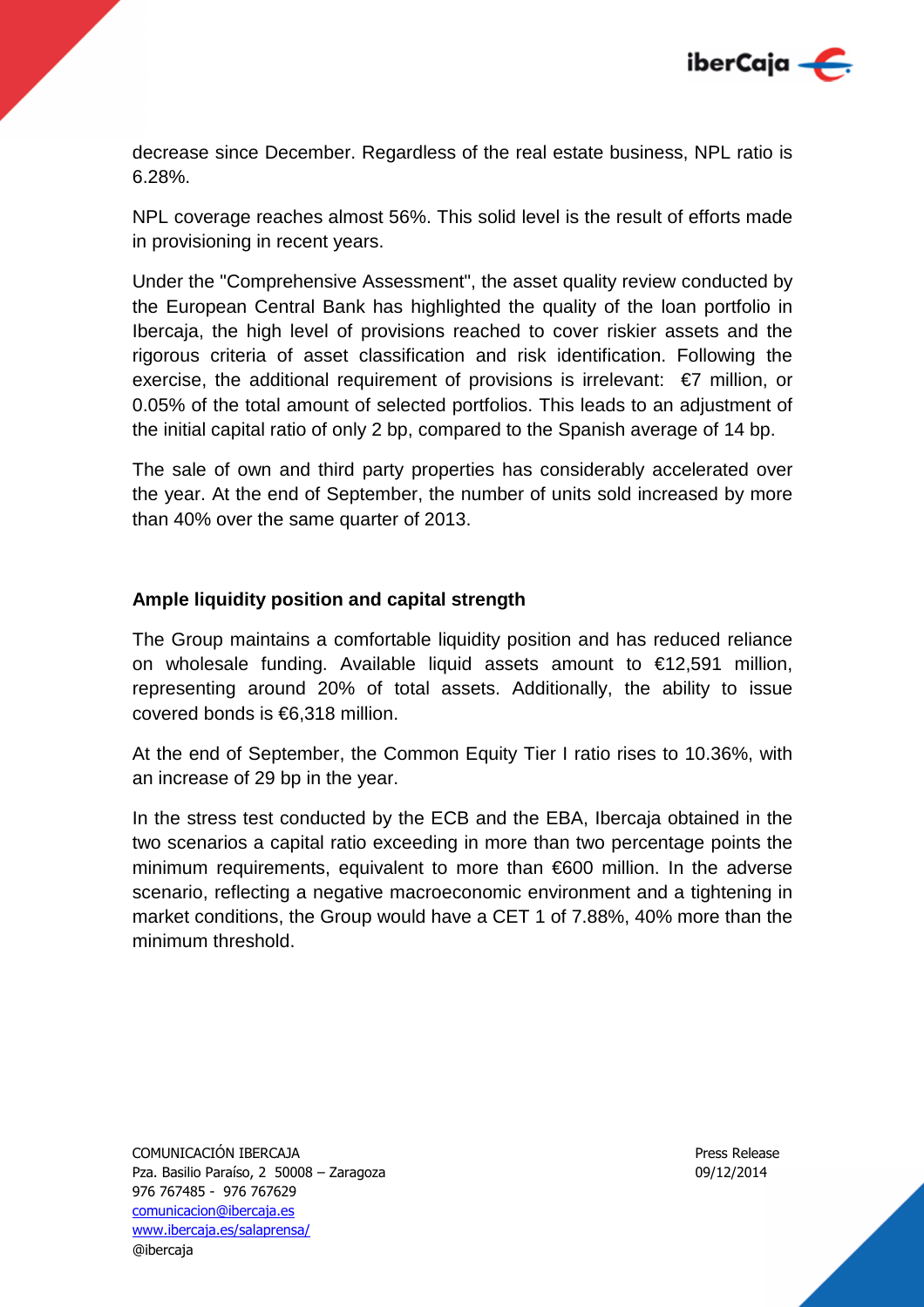decrease since December. Regardless of the real estate business, NPL ratio is 6.28%.

NPL coverage reaches almost 56%. This solid level is the result of efforts made in provisioning in recent years.

Under the "Comprehensive Assessment", the asset quality review conducted by the European Central Bank has highlighted the quality of the loan portfolio in Ibercaja, the high level of provisions reached to cover riskier assets and the rigorous criteria of asset classification and risk identification. Following the exercise, the additional requirement of provisions is irrelevant: €7 million, or 0.05% of the total amount of selected portfolios. This leads to an adjustment of the initial capital ratio of only 2 bp, compared to the Spanish average of 14 bp.

The sale of own and third party properties has considerably accelerated over the year. At the end of September, the number of units sold increased by more than 40% over the same quarter of 2013.

**Ample liquidity position and capital strength**

The Group maintains a comfortable liquidity position and has reduced reliance on wholesale funding. Available liquid assets amount to €12,591 million, representing around 20% of total assets. Additionally, the ability to issue covered bonds is €6,318 million.

At the end of September, the Common Equity Tier I ratio rises to 10.36%, with an increase of 29 bp in the year.

In the stress test conducted by the ECB and the EBA, Ibercaja obtained in the two scenarios a capital ratio exceeding in more than two percentage points the minimum requirements, equivalent to more than €600 million. In the adverse scenario, reflecting a negative macroeconomic environment and a tightening in market conditions, the Group would have a CET 1 of 7.88%, 40% more than the minimum threshold.

COMUNICACIÓN IBERCAJA
Pza. Basilio Paraíso, 2 50008 – Zaragoza
976 767485 - 976 767629
comunicacion@ibercaja.es
www.ibercaja.es/salaprensa/
@ibercaja

Press Release
09/12/2014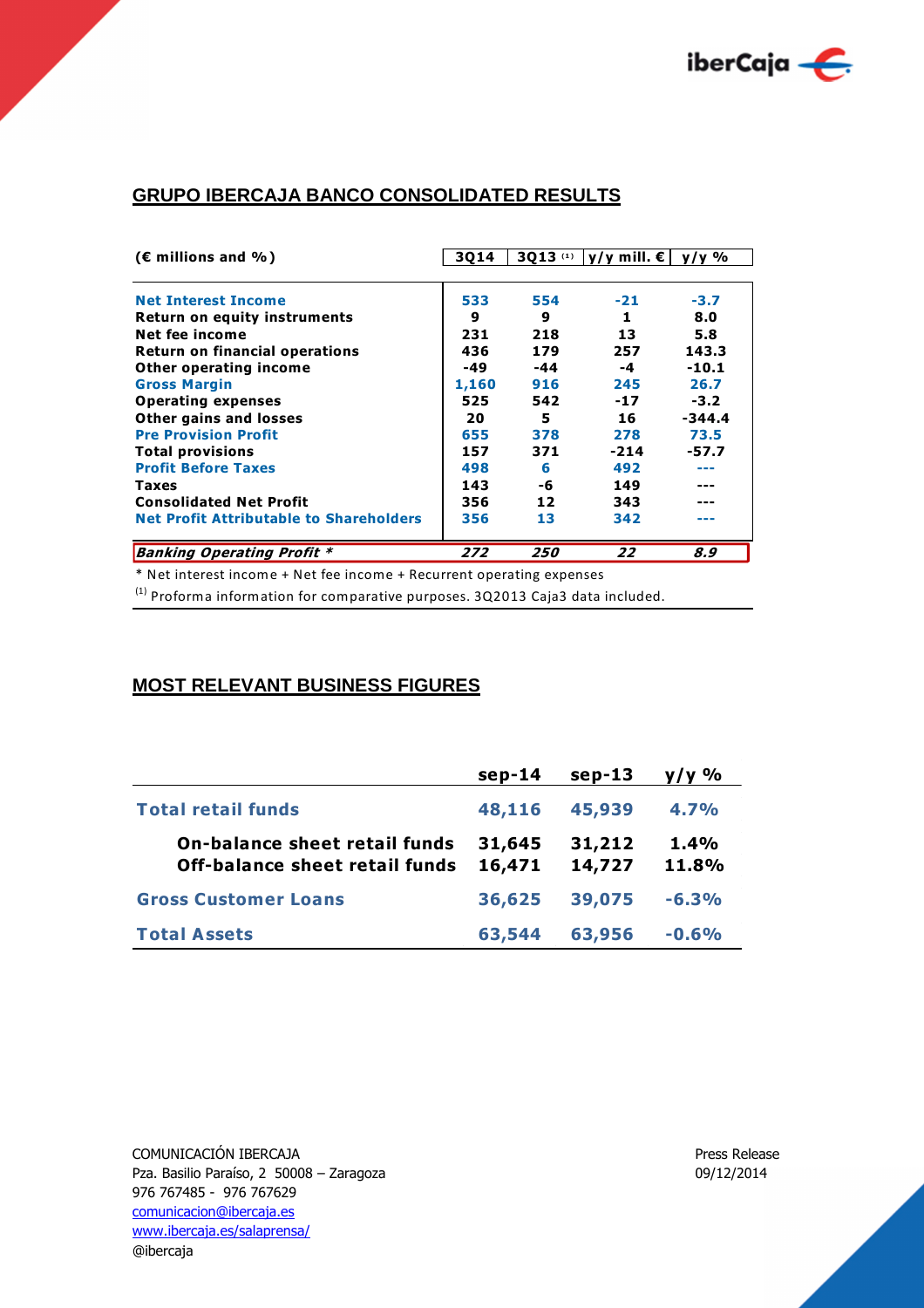## GRUPO IBERCAJA BANCO CONSOLIDATED RESULTS

| (€ millions and %) | 3Q14 | 3Q13 [1] | y/y mill. € | y/y % |
|---|---|---|---|---|
| **Net Interest Income** | 533 | 554 | -21 | -3.7 |
| **Return on equity instruments** | 9 | 9 | 1 | 8.0 |
| **Net fee income** | 231 | 218 | 13 | 5.8 |
| **Return on financial operations** | 436 | 179 | 257 | 143.3 |
| **Other operating income** | -49 | -44 | -4 | -10.1 |
| **Gross Margin** | 1,160 | 916 | 245 | 26.7 |
| **Operating expenses** | 525 | 542 | -17 | -3.2 |
| **Other gains and losses** | 20 | 5 | 16 | -344.4 |
| **Pre Provision Profit** | 655 | 378 | 278 | 73.5 |
| **Total provisions** | 157 | 371 | -214 | -57.7 |
| **Profit Before Taxes** | 498 | 6 | 492 | --- |
| **Taxes** | 143 | -6 | 149 | --- |
| **Consolidated Net Profit** | 356 | 12 | 343 | --- |
| **Net Profit Attributable to Shareholders** | 356 | 13 | 342 | --- |
| ***Banking Operating Profit **** | *272* | *250* | *22* | *8.9* |

\* Net interest income + Net fee income + Recurrent operating expenses

[1] Proforma information for comparative purposes. 3Q2013 Caja3 data included.

## MOST RELEVANT BUSINESS FIGURES

| | sep-14 | sep-13 | y/y % |
|---|---|---|---|
| **Total retail funds** | 48,116 | 45,939 | 4.7% |
| **On-balance sheet retail funds** | 31,645 | 31,212 | 1.4% |
| **Off-balance sheet retail funds** | 16,471 | 14,727 | 11.8% |
| **Gross Customer Loans** | 36,625 | 39,075 | -6.3% |
| **Total Assets** | 63,544 | 63,956 | -0.6% |

COMUNICACIÓN IBERCAJA
Pza. Basilio Paraíso, 2 50008 – Zaragoza
976 767485 - 976 767629
comunicacion@ibercaja.es
www.ibercaja.es/salaprensa/
@ibercaja

Press Release
09/12/2014